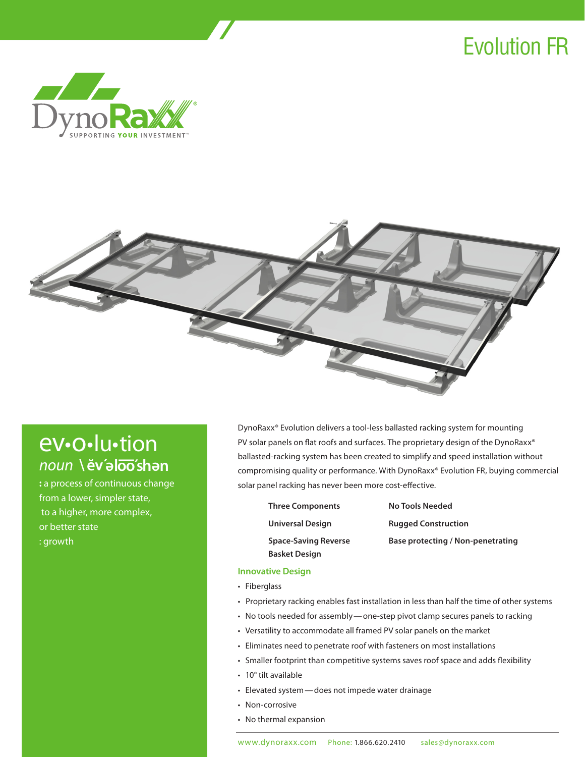# Evolution FR

DynoRaxx

SUPPORTING YOUR INVESTMENT™

## ev•o•lu•tion

*noun* \ĕv´əlōō´shən

**:** a process of continuous change from a lower, simpler state, to a higher, more complex, or better state

: growth

DynoRaxx® Evolution delivers a tool-less ballasted racking system for mounting PV solar panels on flat roofs and surfaces. The proprietary design of the DynoRaxx® ballasted-racking system has been created to simplify and speed installation without compromising quality or performance. With DynoRaxx® Evolution FR, buying commercial solar panel racking has never been more cost-effective.

**Three Components**

**Universal Design**

**Space-Saving Reverse Basket Design**

**No Tools Needed**

**Rugged Construction**

**Base protecting / Non-penetrating**

### Innovative Design

- Fiberglass
- Proprietary racking enables fast installation in less than half the time of other systems
- No tools needed for assembly — one-step pivot clamp secures panels to racking
- Versatility to accommodate all framed PV solar panels on the market
- Eliminates need to penetrate roof with fasteners on most installations
- Smaller footprint than competitive systems saves roof space and adds flexibility
- 10° tilt available
- Elevated system — does not impede water drainage
- Non-corrosive
- No thermal expansion

www.dynoraxx.com Phone: 1.866.620.2410 sales@dynoraxx.com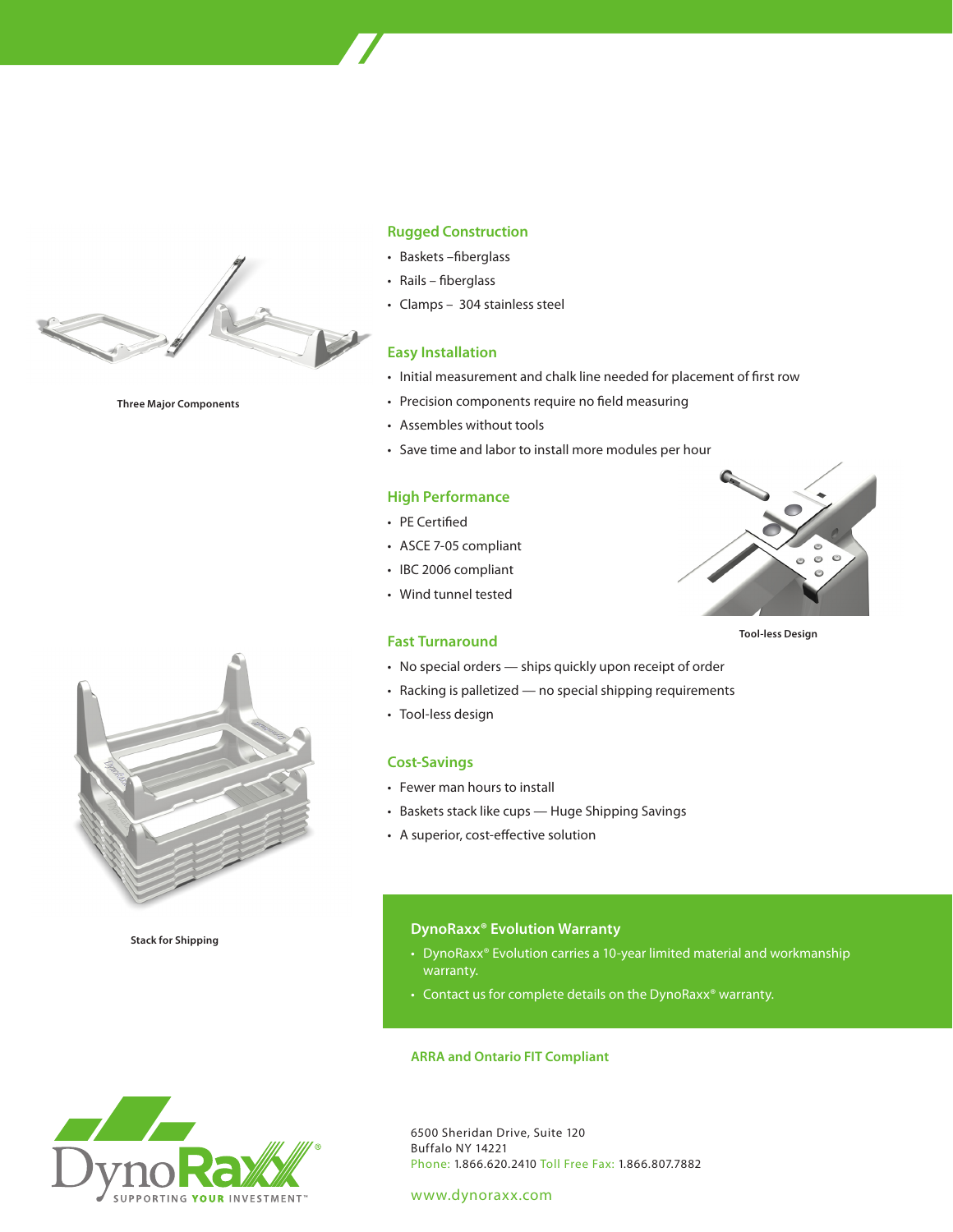Three Major Components

## Rugged Construction

- Baskets –fiberglass
- Rails – fiberglass
- Clamps – 304 stainless steel

## Easy Installation

- Initial measurement and chalk line needed for placement of first row
- Precision components require no field measuring
- Assembles without tools
- Save time and labor to install more modules per hour

## High Performance

- PE Certified
- ASCE 7-05 compliant
- IBC 2006 compliant
- Wind tunnel tested

Tool-less Design

## Fast Turnaround

- No special orders — ships quickly upon receipt of order
- Racking is palletized — no special shipping requirements
- Tool-less design

## Cost-Savings

- Fewer man hours to install
- Baskets stack like cups — Huge Shipping Savings
- A superior, cost-effective solution

Stack for Shipping

### DynoRaxx® Evolution Warranty

- DynoRaxx® Evolution carries a 10-year limited material and workmanship warranty.
- Contact us for complete details on the DynoRaxx® warranty.

**ARRA and Ontario FIT Compliant**

DynoRaxx®
SUPPORTING YOUR INVESTMENT™

6500 Sheridan Drive, Suite 120
Buffalo NY 14221
Phone: 1.866.620.2410 Toll Free Fax: 1.866.807.7882

www.dynoraxx.com